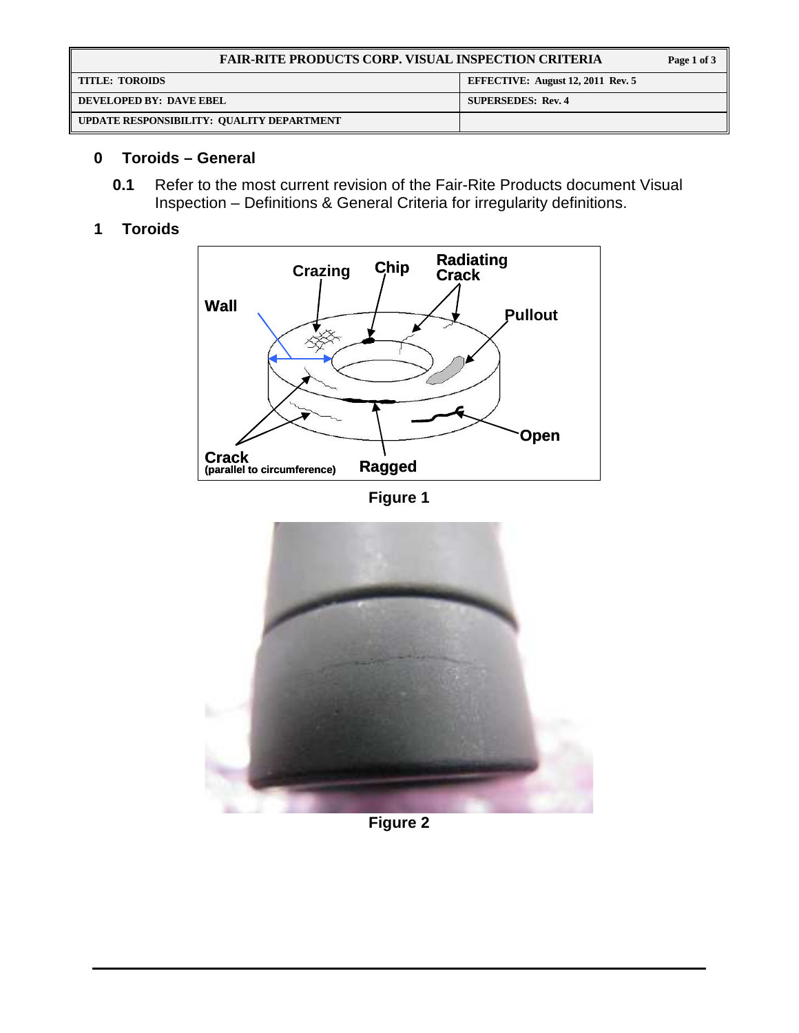| FAIR-RITE PRODUCTS CORP. VISUAL INSPECTION CRITERIA | Page 1 of 3 |
| --- | --- |
| TITLE: TOROIDS | EFFECTIVE: August 12, 2011 Rev. 5 |
| DEVELOPED BY: DAVE EBEL | SUPERSEDES: Rev. 4 |
| UPDATE RESPONSIBILITY: QUALITY DEPARTMENT | |

# 0 Toroids – General

**0.1** Refer to the most current revision of the Fair-Rite Products document Visual Inspection – Definitions & General Criteria for irregularity definitions.

# 1 Toroids

Crazing Chip Radiating Crack Wall Pullout Open Crack (parallel to circumference) Ragged

**Figure 1**

**Figure 2**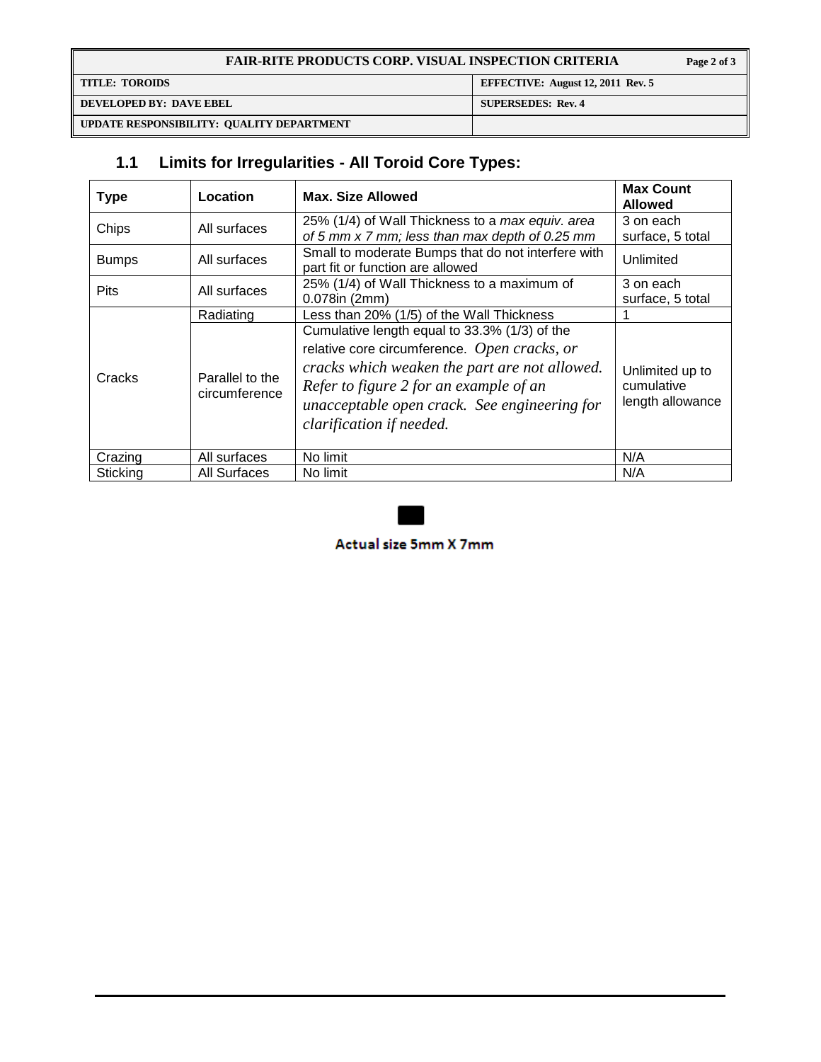## 1.1 Limits for Irregularities - All Toroid Core Types:

| Type | Location | Max. Size Allowed | Max Count Allowed |
|---|---|---|---|
| Chips | All surfaces | 25% (1/4) of Wall Thickness to a *max equiv. area of 5 mm x 7 mm; less than max depth of 0.25 mm* | 3 on each surface, 5 total |
| Bumps | All surfaces | Small to moderate Bumps that do not interfere with part fit or function are allowed | Unlimited |
| Pits | All surfaces | 25% (1/4) of Wall Thickness to a maximum of 0.078in (2mm) | 3 on each surface, 5 total |
| Cracks | Radiating | Less than 20% (1/5) of the Wall Thickness | 1 |
| | Parallel to the circumference | Cumulative length equal to 33.3% (1/3) of the relative core circumference. *Open cracks, or cracks which weaken the part are not allowed. Refer to figure 2 for an example of an unacceptable open crack. See engineering for clarification if needed.* | Unlimited up to cumulative length allowance |
| Crazing | All surfaces | No limit | N/A |
| Sticking | All Surfaces | No limit | N/A |

Actual size 5mm X 7mm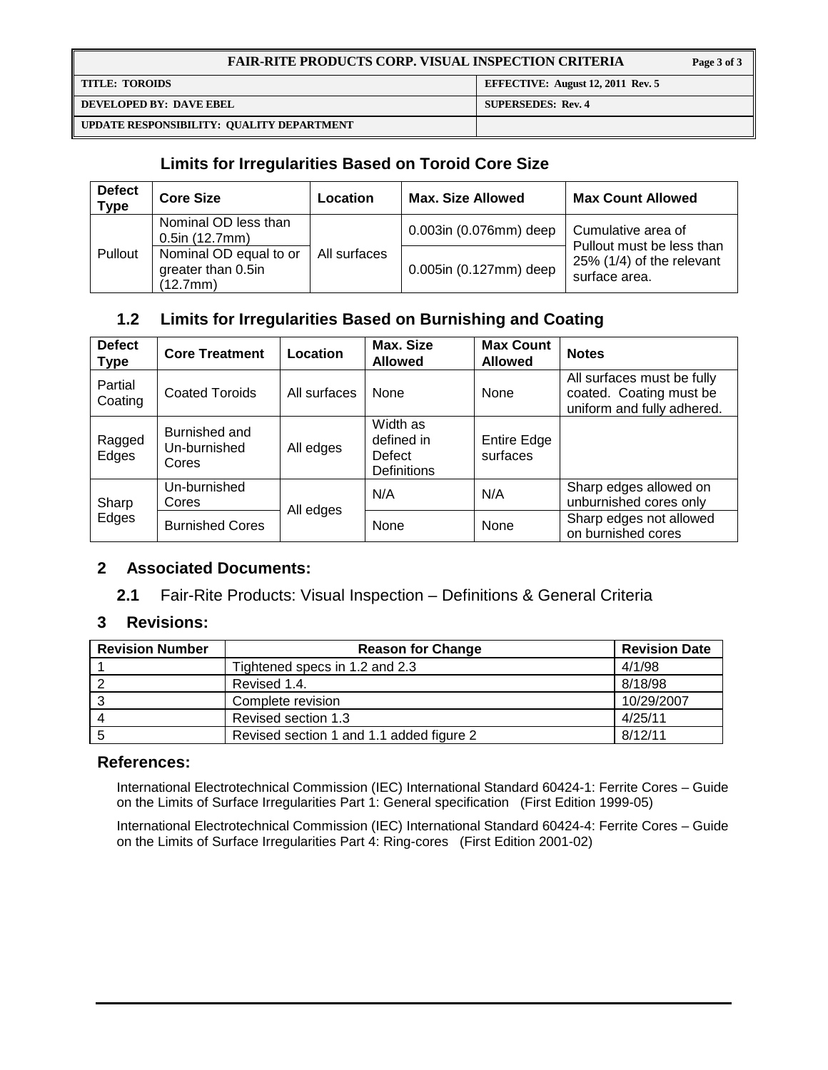### Limits for Irregularities Based on Toroid Core Size

| Defect Type | Core Size | Location | Max. Size Allowed | Max Count Allowed |
|---|---|---|---|---|
| Pullout | Nominal OD less than 0.5in (12.7mm) | All surfaces | 0.003in (0.076mm) deep | Cumulative area of Pullout must be less than 25% (1/4) of the relevant surface area. |
| | Nominal OD equal to or greater than 0.5in (12.7mm) | | 0.005in (0.127mm) deep | |

### 1.2 Limits for Irregularities Based on Burnishing and Coating

| Defect Type | Core Treatment | Location | Max. Size Allowed | Max Count Allowed | Notes |
|---|---|---|---|---|---|
| Partial Coating | Coated Toroids | All surfaces | None | None | All surfaces must be fully coated. Coating must be uniform and fully adhered. |
| Ragged Edges | Burnished and Un-burnished Cores | All edges | Width as defined in Defect Definitions | Entire Edge surfaces | |
| Sharp Edges | Un-burnished Cores | All edges | N/A | N/A | Sharp edges allowed on unburnished cores only |
| | Burnished Cores | | None | None | Sharp edges not allowed on burnished cores |

## 2 Associated Documents:

**2.1** Fair-Rite Products: Visual Inspection – Definitions & General Criteria

## 3 Revisions:

| Revision Number | Reason for Change | Revision Date |
|---|---|---|
| 1 | Tightened specs in 1.2 and 2.3 | 4/1/98 |
| 2 | Revised 1.4. | 8/18/98 |
| 3 | Complete revision | 10/29/2007 |
| 4 | Revised section 1.3 | 4/25/11 |
| 5 | Revised section 1 and 1.1 added figure 2 | 8/12/11 |

### References:

International Electrotechnical Commission (IEC) International Standard 60424-1: Ferrite Cores – Guide on the Limits of Surface Irregularities Part 1: General specification (First Edition 1999-05)

International Electrotechnical Commission (IEC) International Standard 60424-4: Ferrite Cores – Guide on the Limits of Surface Irregularities Part 4: Ring-cores (First Edition 2001-02)